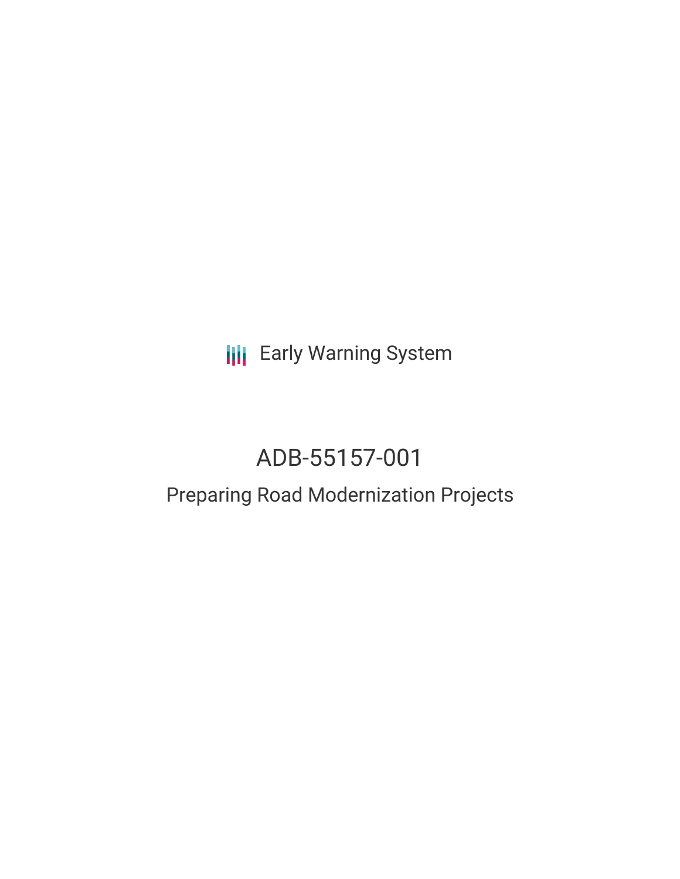Early Warning System

# ADB-55157-001

## Preparing Road Modernization Projects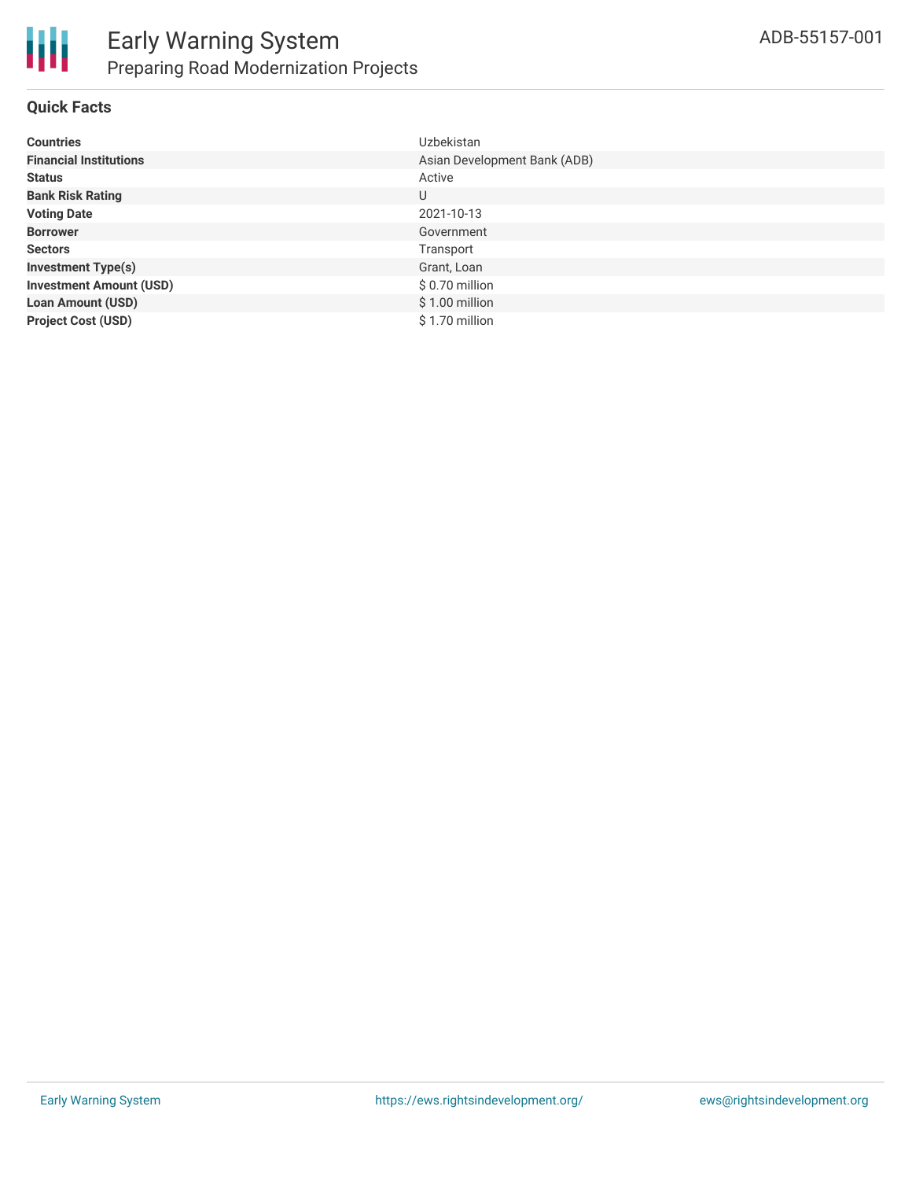# Early Warning System

## Preparing Road Modernization Projects

ADB-55157-001

### Quick Facts

| | |
|---|---|
| **Countries** | Uzbekistan |
| **Financial Institutions** | Asian Development Bank (ADB) |
| **Status** | Active |
| **Bank Risk Rating** | U |
| **Voting Date** | 2021-10-13 |
| **Borrower** | Government |
| **Sectors** | Transport |
| **Investment Type(s)** | Grant, Loan |
| **Investment Amount (USD)** | $ 0.70 million |
| **Loan Amount (USD)** | $ 1.00 million |
| **Project Cost (USD)** | $ 1.70 million |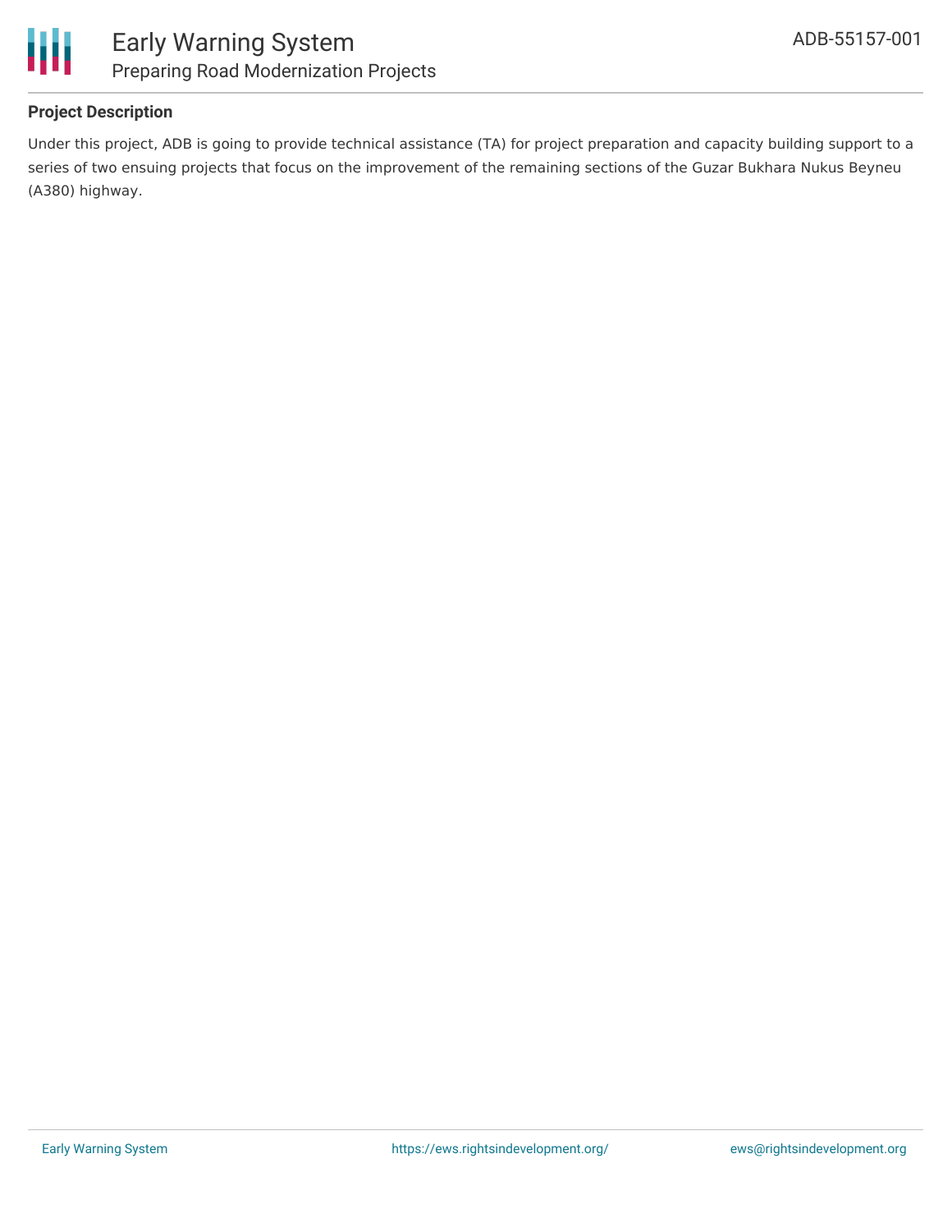## Project Description

Under this project, ADB is going to provide technical assistance (TA) for project preparation and capacity building support to a series of two ensuing projects that focus on the improvement of the remaining sections of the Guzar Bukhara Nukus Beyneu (A380) highway.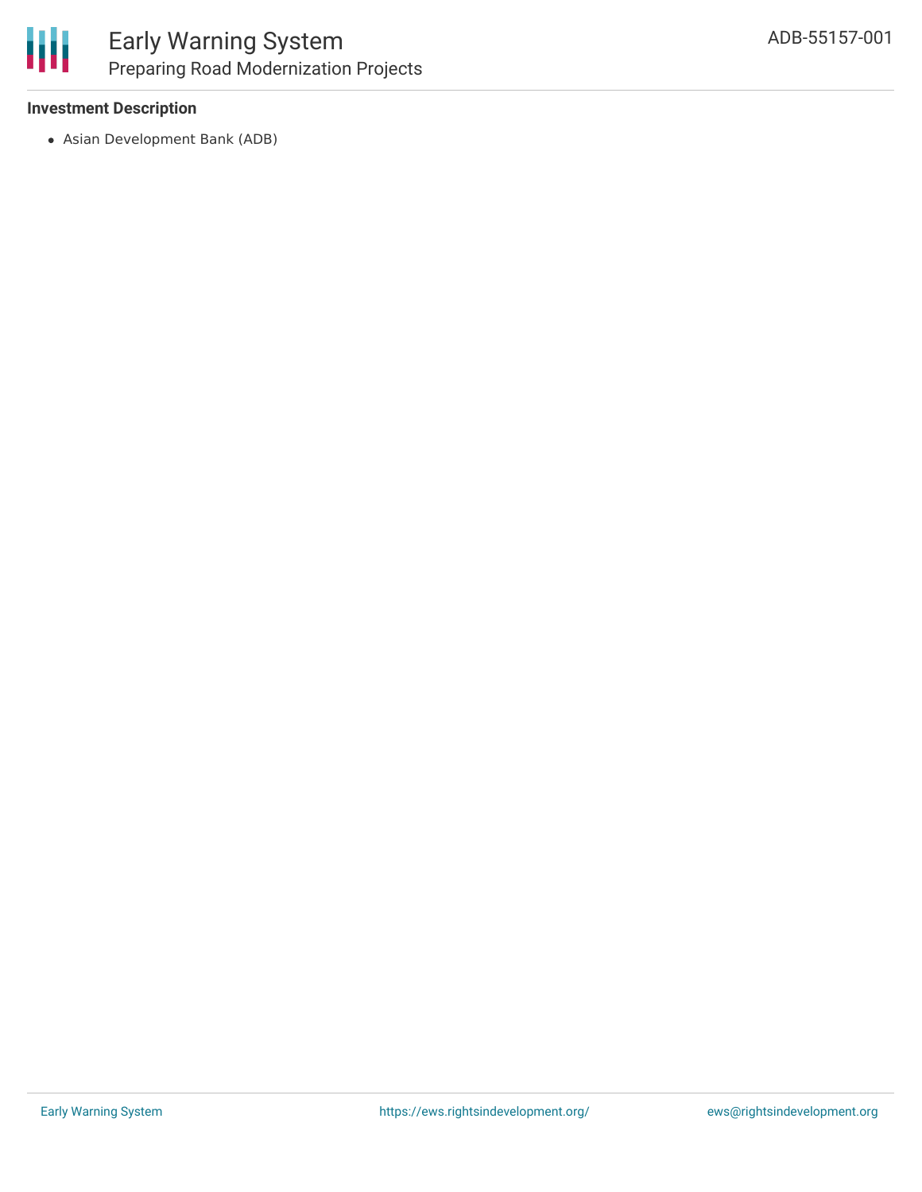**Investment Description**

- Asian Development Bank (ADB)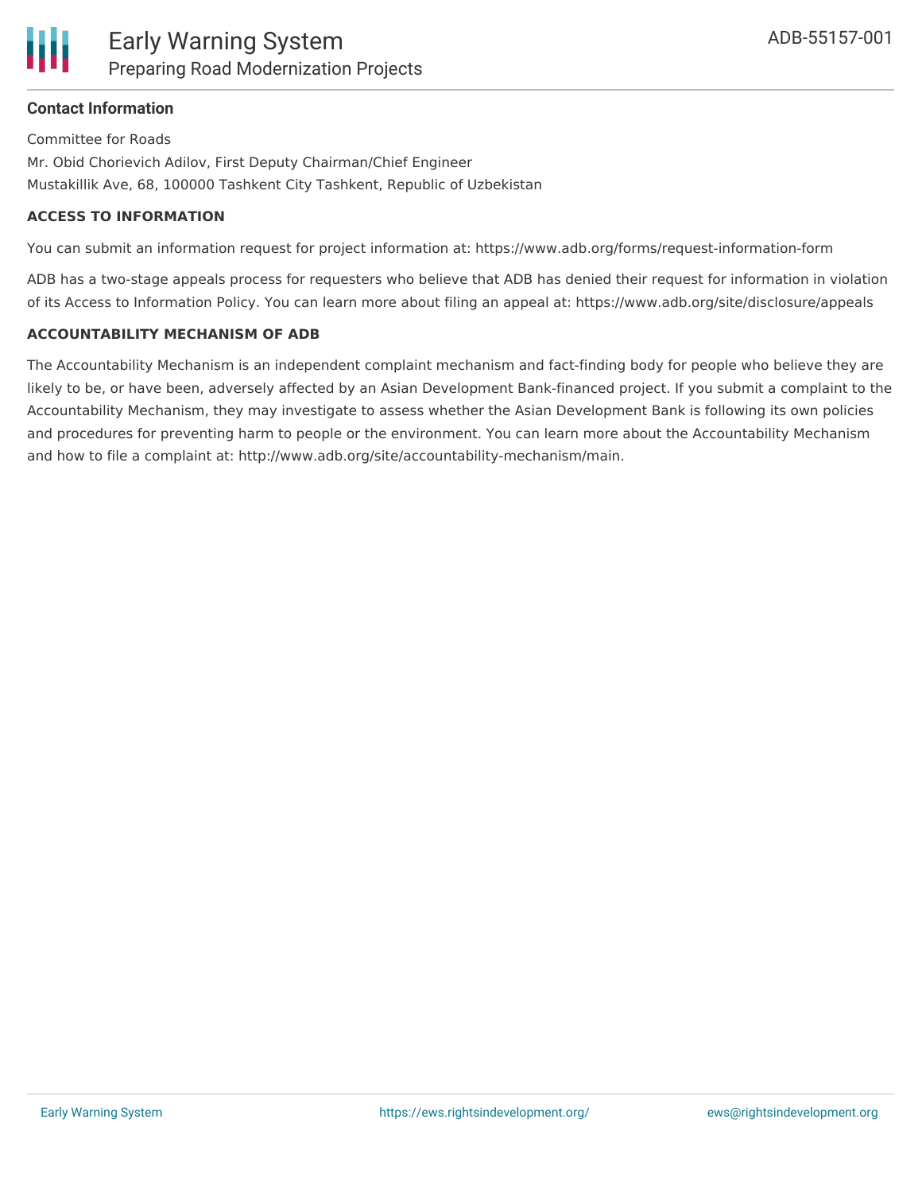**Contact Information**

Committee for Roads
Mr. Obid Chorievich Adilov, First Deputy Chairman/Chief Engineer
Mustakillik Ave, 68, 100000 Tashkent City Tashkent, Republic of Uzbekistan

**ACCESS TO INFORMATION**

You can submit an information request for project information at: https://www.adb.org/forms/request-information-form

ADB has a two-stage appeals process for requesters who believe that ADB has denied their request for information in violation of its Access to Information Policy. You can learn more about filing an appeal at: https://www.adb.org/site/disclosure/appeals

**ACCOUNTABILITY MECHANISM OF ADB**

The Accountability Mechanism is an independent complaint mechanism and fact-finding body for people who believe they are likely to be, or have been, adversely affected by an Asian Development Bank-financed project. If you submit a complaint to the Accountability Mechanism, they may investigate to assess whether the Asian Development Bank is following its own policies and procedures for preventing harm to people or the environment. You can learn more about the Accountability Mechanism and how to file a complaint at: http://www.adb.org/site/accountability-mechanism/main.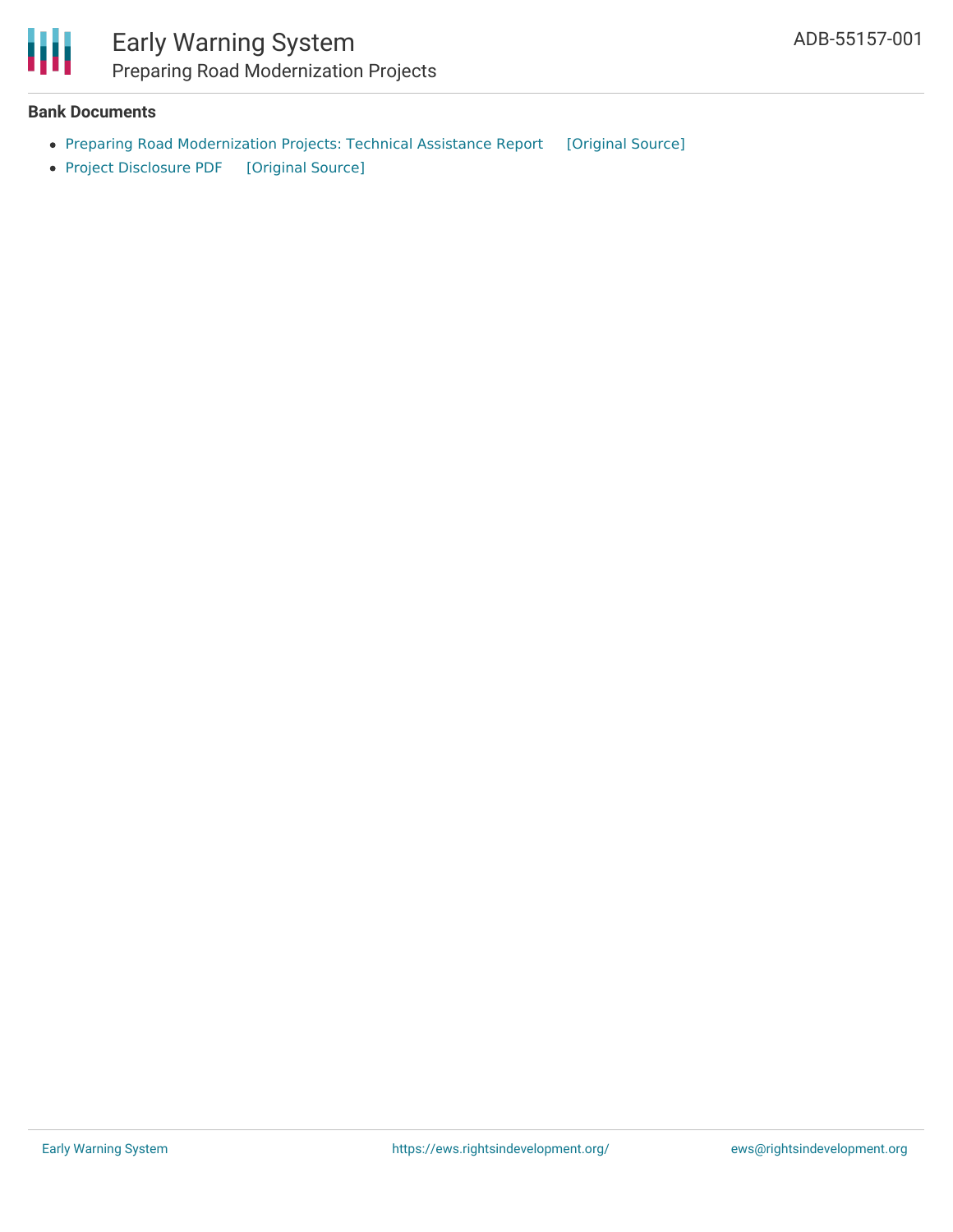**Bank Documents**

- Preparing Road Modernization Projects: Technical Assistance Report [Original Source]
- Project Disclosure PDF [Original Source]